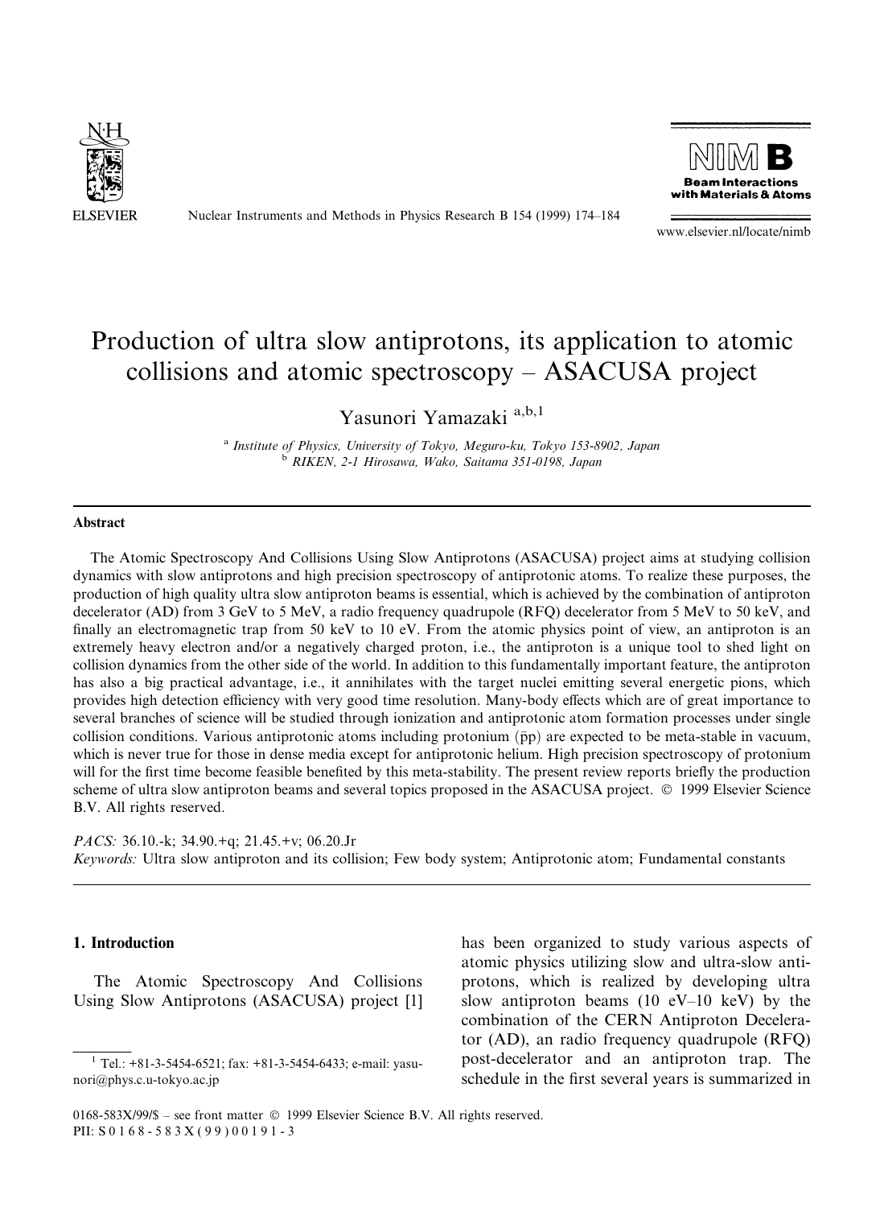# Production of ultra slow antiprotons, its application to atomic collisions and atomic spectroscopy – ASACUSA project

Yasunori Yamazaki [a,b,1]

[a] Institute of Physics, University of Tokyo, Meguro-ku, Tokyo 153-8902, Japan
[b] RIKEN, 2-1 Hirosawa, Wako, Saitama 351-0198, Japan

## Abstract

The Atomic Spectroscopy And Collisions Using Slow Antiprotons (ASACUSA) project aims at studying collision dynamics with slow antiprotons and high precision spectroscopy of antiprotonic atoms. To realize these purposes, the production of high quality ultra slow antiproton beams is essential, which is achieved by the combination of antiproton decelerator (AD) from 3 GeV to 5 MeV, a radio frequency quadrupole (RFQ) decelerator from 5 MeV to 50 keV, and finally an electromagnetic trap from 50 keV to 10 eV. From the atomic physics point of view, an antiproton is an extremely heavy electron and/or a negatively charged proton, i.e., the antiproton is a unique tool to shed light on collision dynamics from the other side of the world. In addition to this fundamentally important feature, the antiproton has also a big practical advantage, i.e., it annihilates with the target nuclei emitting several energetic pions, which provides high detection efficiency with very good time resolution. Many-body effects which are of great importance to several branches of science will be studied through ionization and antiprotonic atom formation processes under single collision conditions. Various antiprotonic atoms including protonium ($\bar{p}p$) are expected to be meta-stable in vacuum, which is never true for those in dense media except for antiprotonic helium. High precision spectroscopy of protonium will for the first time become feasible benefited by this meta-stability. The present review reports briefly the production scheme of ultra slow antiproton beams and several topics proposed in the ASACUSA project. © 1999 Elsevier Science B.V. All rights reserved.

*PACS:* 36.10.-k; 34.90.+q; 21.45.+v; 06.20.Jr

*Keywords:* Ultra slow antiproton and its collision; Few body system; Antiprotonic atom; Fundamental constants

## 1. Introduction

The Atomic Spectroscopy And Collisions Using Slow Antiprotons (ASACUSA) project [1] has been organized to study various aspects of atomic physics utilizing slow and ultra-slow antiprotons, which is realized by developing ultra slow antiproton beams (10 eV–10 keV) by the combination of the CERN Antiproton Decelerator (AD), an radio frequency quadrupole (RFQ) post-decelerator and an antiproton trap. The schedule in the first several years is summarized in

[1] Tel.: +81-3-5454-6521; fax: +81-3-5454-6433; e-mail: yasunori@phys.c.u-tokyo.ac.jp

0168-583X/99/$ – see front matter © 1999 Elsevier Science B.V. All rights reserved.
PII: S0168-583X(99)00191-3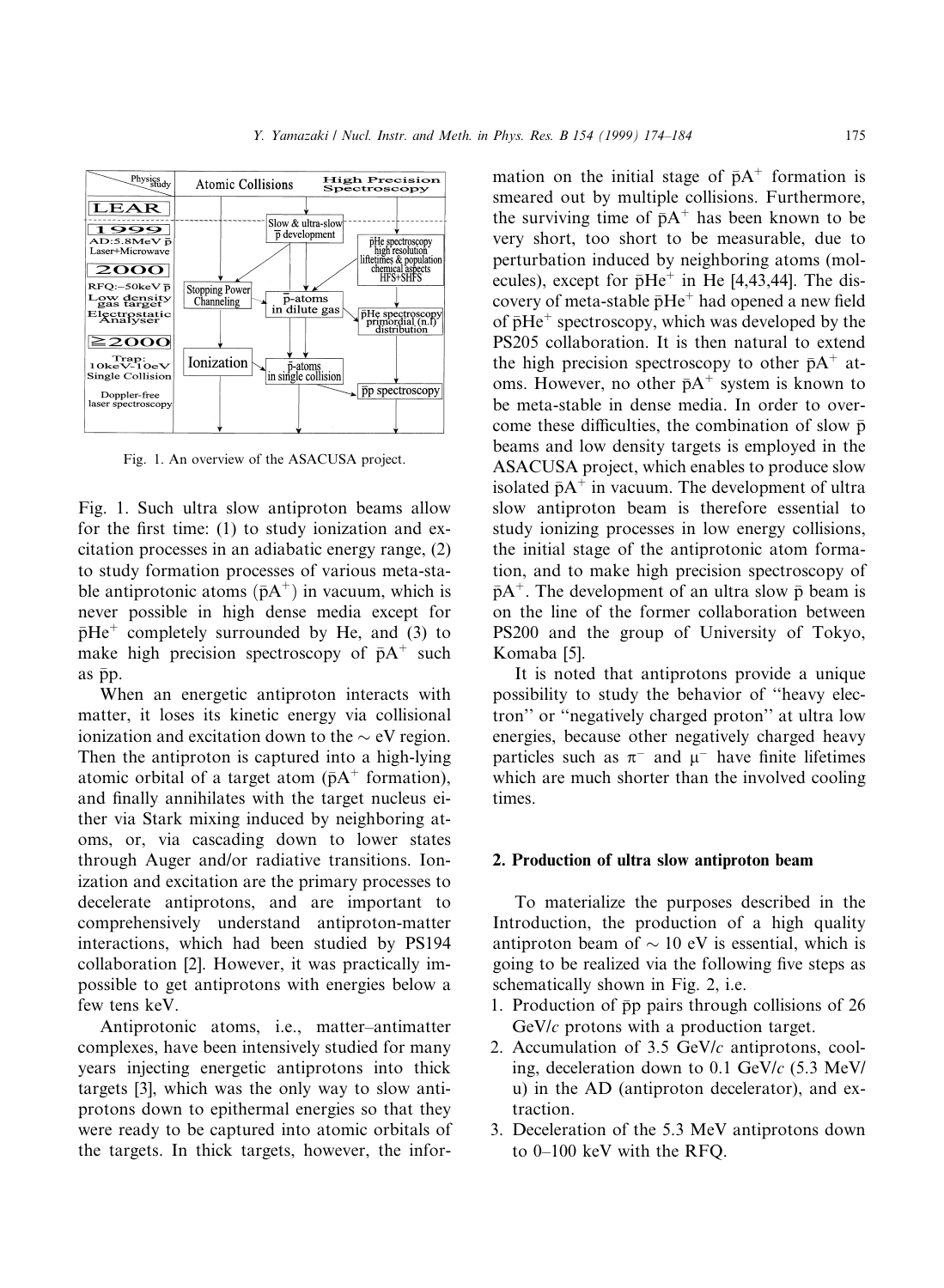Fig. 1. An overview of the ASACUSA project.

Fig. 1. Such ultra slow antiproton beams allow for the first time: (1) to study ionization and excitation processes in an adiabatic energy range, (2) to study formation processes of various meta-stable antiprotonic atoms ($\bar{p}A^+$) in vacuum, which is never possible in high dense media except for $\bar{p}He^+$ completely surrounded by He, and (3) to make high precision spectroscopy of $\bar{p}A^+$ such as $\bar{p}p$.

When an energetic antiproton interacts with matter, it loses its kinetic energy via collisional ionization and excitation down to the $\sim$ eV region. Then the antiproton is captured into a high-lying atomic orbital of a target atom ($\bar{p}A^+$ formation), and finally annihilates with the target nucleus either via Stark mixing induced by neighboring atoms, or, via cascading down to lower states through Auger and/or radiative transitions. Ionization and excitation are the primary processes to decelerate antiprotons, and are important to comprehensively understand antiproton-matter interactions, which had been studied by PS194 collaboration [2]. However, it was practically impossible to get antiprotons with energies below a few tens keV.

Antiprotonic atoms, i.e., matter–antimatter complexes, have been intensively studied for many years injecting energetic antiprotons into thick targets [3], which was the only way to slow antiprotons down to epithermal energies so that they were ready to be captured into atomic orbitals of the targets. In thick targets, however, the information on the initial stage of $\bar{p}A^+$ formation is smeared out by multiple collisions. Furthermore, the surviving time of $\bar{p}A^+$ has been known to be very short, too short to be measurable, due to perturbation induced by neighboring atoms (molecules), except for $\bar{p}He^+$ in He [4,43,44]. The discovery of meta-stable $\bar{p}He^+$ had opened a new field of $\bar{p}He^+$ spectroscopy, which was developed by the PS205 collaboration. It is then natural to extend the high precision spectroscopy to other $\bar{p}A^+$ atoms. However, no other $\bar{p}A^+$ system is known to be meta-stable in dense media. In order to overcome these difficulties, the combination of slow $\bar{p}$ beams and low density targets is employed in the ASACUSA project, which enables to produce slow isolated $\bar{p}A^+$ in vacuum. The development of ultra slow antiproton beam is therefore essential to study ionizing processes in low energy collisions, the initial stage of the antiprotonic atom formation, and to make high precision spectroscopy of $\bar{p}A^+$. The development of an ultra slow $\bar{p}$ beam is on the line of the former collaboration between PS200 and the group of University of Tokyo, Komaba [5].

It is noted that antiprotons provide a unique possibility to study the behavior of "heavy electron" or "negatively charged proton" at ultra low energies, because other negatively charged heavy particles such as $\pi^-$ and $\mu^-$ have finite lifetimes which are much shorter than the involved cooling times.

## 2. Production of ultra slow antiproton beam

To materialize the purposes described in the Introduction, the production of a high quality antiproton beam of $\sim$ 10 eV is essential, which is going to be realized via the following five steps as schematically shown in Fig. 2, i.e.

1. Production of $\bar{p}p$ pairs through collisions of 26 GeV/*c* protons with a production target.
2. Accumulation of 3.5 GeV/*c* antiprotons, cooling, deceleration down to 0.1 GeV/*c* (5.3 MeV/u) in the AD (antiproton decelerator), and extraction.
3. Deceleration of the 5.3 MeV antiprotons down to 0–100 keV with the RFQ.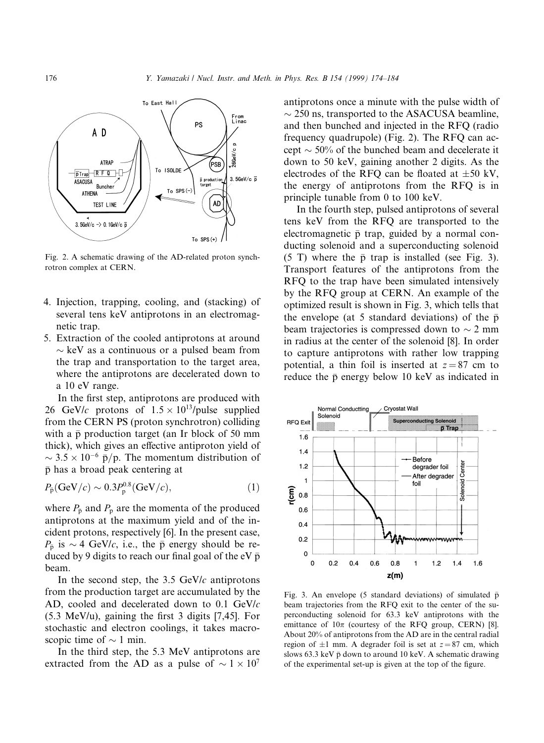Fig. 2. A schematic drawing of the AD-related proton synchrotron complex at CERN.

4. Injection, trapping, cooling, and (stacking) of several tens keV antiprotons in an electromagnetic trap.
5. Extraction of the cooled antiprotons at around $\sim$ keV as a continuous or a pulsed beam from the trap and transportation to the target area, where the antiprotons are decelerated down to a 10 eV range.

In the first step, antiprotons are produced with 26 GeV/$c$ protons of $1.5 \times 10^{13}$/pulse supplied from the CERN PS (proton synchrotron) colliding with a $\bar{\mathrm{p}}$ production target (an Ir block of 50 mm thick), which gives an effective antiproton yield of $\sim 3.5 \times 10^{-6}$ $\bar{\mathrm{p}}$/p. The momentum distribution of $\bar{\mathrm{p}}$ has a broad peak centering at

$$P_{\bar{\mathrm{p}}}(\mathrm{GeV}/c) \sim 0.3 P_{\mathrm{p}}^{0.8}(\mathrm{GeV}/c), \tag{1}$$

where $P_{\bar{\mathrm{p}}}$ and $P_{\mathrm{p}}$ are the momenta of the produced antiprotons at the maximum yield and of the incident protons, respectively [6]. In the present case, $P_{\bar{\mathrm{p}}}$ is $\sim 4$ GeV/$c$, i.e., the $\bar{\mathrm{p}}$ energy should be reduced by 9 digits to reach our final goal of the eV $\bar{\mathrm{p}}$ beam.

In the second step, the 3.5 GeV/$c$ antiprotons from the production target are accumulated by the AD, cooled and decelerated down to 0.1 GeV/$c$ (5.3 MeV/u), gaining the first 3 digits [7,45]. For stochastic and electron coolings, it takes macroscopic time of $\sim 1$ min.

In the third step, the 5.3 MeV antiprotons are extracted from the AD as a pulse of $\sim 1 \times 10^7$ antiprotons once a minute with the pulse width of $\sim 250$ ns, transported to the ASACUSA beamline, and then bunched and injected in the RFQ (radio frequency quadrupole) (Fig. 2). The RFQ can accept $\sim 50\%$ of the bunched beam and decelerate it down to 50 keV, gaining another 2 digits. As the electrodes of the RFQ can be floated at $\pm 50$ kV, the energy of antiprotons from the RFQ is in principle tunable from 0 to 100 keV.

In the fourth step, pulsed antiprotons of several tens keV from the RFQ are transported to the electromagnetic $\bar{\mathrm{p}}$ trap, guided by a normal conducting solenoid and a superconducting solenoid (5 T) where the $\bar{\mathrm{p}}$ trap is installed (see Fig. 3). Transport features of the antiprotons from the RFQ to the trap have been simulated intensively by the RFQ group at CERN. An example of the optimized result is shown in Fig. 3, which tells that the envelope (at 5 standard deviations) of the $\bar{\mathrm{p}}$ beam trajectories is compressed down to $\sim 2$ mm in radius at the center of the solenoid [8]. In order to capture antiprotons with rather low trapping potential, a thin foil is inserted at $z = 87$ cm to reduce the $\bar{\mathrm{p}}$ energy below 10 keV as indicated in

Fig. 3. An envelope (5 standard deviations) of simulated $\bar{\mathrm{p}}$ beam trajectories from the RFQ exit to the center of the superconducting solenoid for 63.3 keV antiprotons with the emittance of $10\pi$ (courtesy of the RFQ group, CERN) [8]. About 20% of antiprotons from the AD are in the central radial region of $\pm 1$ mm. A degrader foil is set at $z = 87$ cm, which slows 63.3 keV $\bar{\mathrm{p}}$ down to around 10 keV. A schematic drawing of the experimental set-up is given at the top of the figure.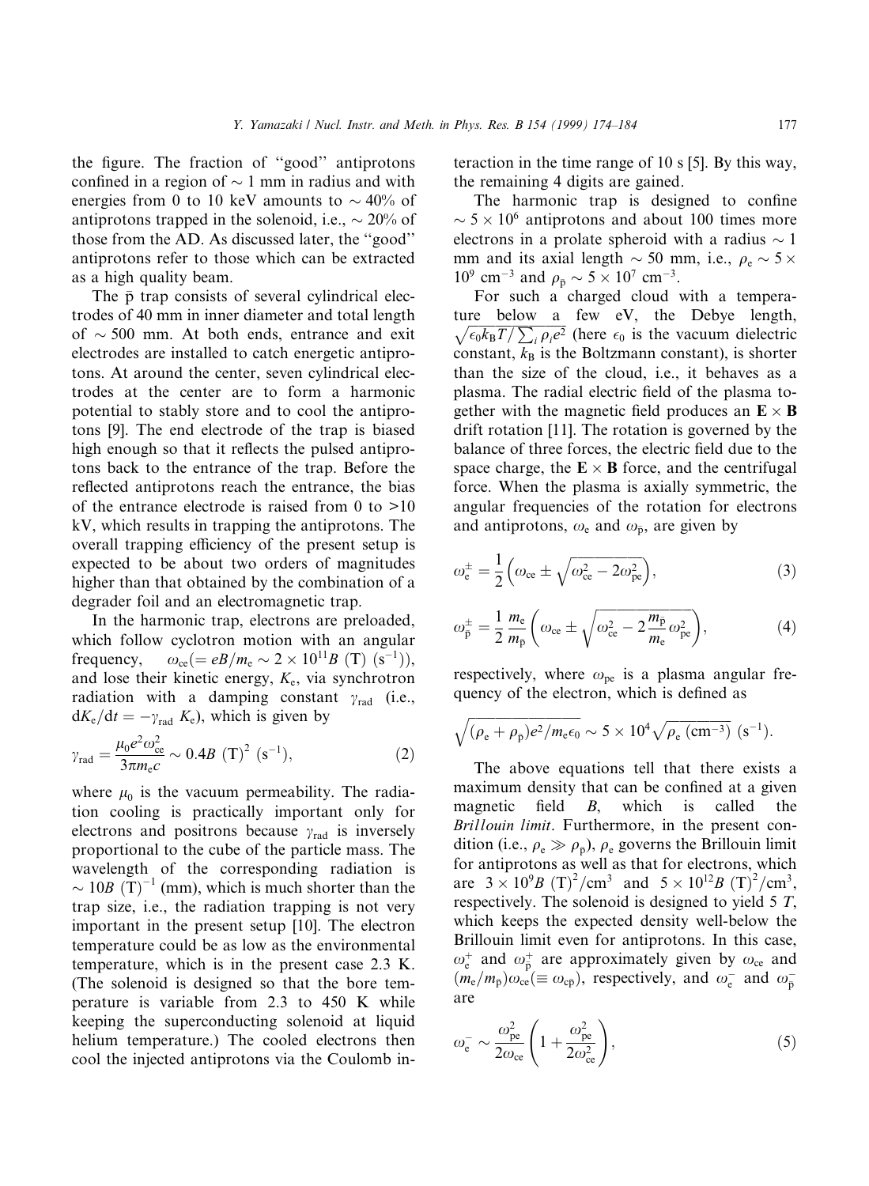the figure. The fraction of "good" antiprotons confined in a region of $\sim 1$ mm in radius and with energies from 0 to 10 keV amounts to $\sim 40\%$ of antiprotons trapped in the solenoid, i.e., $\sim 20\%$ of those from the AD. As discussed later, the "good" antiprotons refer to those which can be extracted as a high quality beam.

The $\bar{\text{p}}$ trap consists of several cylindrical electrodes of 40 mm in inner diameter and total length of $\sim 500$ mm. At both ends, entrance and exit electrodes are installed to catch energetic antiprotons. At around the center, seven cylindrical electrodes at the center are to form a harmonic potential to stably store and to cool the antiprotons [9]. The end electrode of the trap is biased high enough so that it reflects the pulsed antiprotons back to the entrance of the trap. Before the reflected antiprotons reach the entrance, the bias of the entrance electrode is raised from 0 to >10 kV, which results in trapping the antiprotons. The overall trapping efficiency of the present setup is expected to be about two orders of magnitudes higher than that obtained by the combination of a degrader foil and an electromagnetic trap.

In the harmonic trap, electrons are preloaded, which follow cyclotron motion with an angular frequency, $\omega_{\text{ce}}(= eB/m_{\text{e}} \sim 2 \times 10^{11} B\ (\text{T})\ (\text{s}^{-1}))$, and lose their kinetic energy, $K_{\text{e}}$, via synchrotron radiation with a damping constant $\gamma_{\text{rad}}$ (i.e., $\text{d}K_{\text{e}}/\text{d}t = -\gamma_{\text{rad}}\ K_{\text{e}}$), which is given by

$$\gamma_{\text{rad}} = \frac{\mu_0 e^2 \omega_{\text{ce}}^2}{3\pi m_{\text{e}} c} \sim 0.4 B\ (\text{T})^2\ (\text{s}^{-1}), \tag{2}$$

where $\mu_0$ is the vacuum permeability. The radiation cooling is practically important only for electrons and positrons because $\gamma_{\text{rad}}$ is inversely proportional to the cube of the particle mass. The wavelength of the corresponding radiation is $\sim 10B\ (\text{T})^{-1}$ (mm), which is much shorter than the trap size, i.e., the radiation trapping is not very important in the present setup [10]. The electron temperature could be as low as the environmental temperature, which is in the present case 2.3 K. (The solenoid is designed so that the bore temperature is variable from 2.3 to 450 K while keeping the superconducting solenoid at liquid helium temperature.) The cooled electrons then cool the injected antiprotons via the Coulomb interaction in the time range of 10 s [5]. By this way, the remaining 4 digits are gained.

The harmonic trap is designed to confine $\sim 5 \times 10^6$ antiprotons and about 100 times more electrons in a prolate spheroid with a radius $\sim 1$ mm and its axial length $\sim 50$ mm, i.e., $\rho_{\text{e}} \sim 5 \times 10^9\ \text{cm}^{-3}$ and $\rho_{\bar{\text{p}}} \sim 5 \times 10^7\ \text{cm}^{-3}$.

For such a charged cloud with a temperature below a few eV, the Debye length, $\sqrt{\epsilon_0 k_{\text{B}} T / \sum_i \rho_i e^2}$ (here $\epsilon_0$ is the vacuum dielectric constant, $k_{\text{B}}$ is the Boltzmann constant), is shorter than the size of the cloud, i.e., it behaves as a plasma. The radial electric field of the plasma together with the magnetic field produces an $\mathbf{E} \times \mathbf{B}$ drift rotation [11]. The rotation is governed by the balance of three forces, the electric field due to the space charge, the $\mathbf{E} \times \mathbf{B}$ force, and the centrifugal force. When the plasma is axially symmetric, the angular frequencies of the rotation for electrons and antiprotons, $\omega_{\text{e}}$ and $\omega_{\bar{\text{p}}}$, are given by

$$\omega_{\text{e}}^{\pm} = \frac{1}{2}\left(\omega_{\text{ce}} \pm \sqrt{\omega_{\text{ce}}^2 - 2\omega_{\text{pe}}^2}\right), \tag{3}$$

$$\omega_{\bar{\text{p}}}^{\pm} = \frac{1}{2}\frac{m_{\text{e}}}{m_{\bar{\text{p}}}}\left(\omega_{\text{ce}} \pm \sqrt{\omega_{\text{ce}}^2 - 2\frac{m_{\bar{\text{p}}}}{m_{\text{e}}}\omega_{\text{pe}}^2}\right), \tag{4}$$

respectively, where $\omega_{\text{pe}}$ is a plasma angular frequency of the electron, which is defined as

$$\sqrt{(\rho_{\text{e}} + \rho_{\bar{\text{p}}})e^2/m_{\text{e}}\epsilon_0} \sim 5 \times 10^4 \sqrt{\rho_{\text{e}}\ (\text{cm}^{-3})}\ (\text{s}^{-1}).$$

The above equations tell that there exists a maximum density that can be confined at a given magnetic field $B$, which is called the *Brillouin limit*. Furthermore, in the present condition (i.e., $\rho_{\text{e}} \gg \rho_{\bar{\text{p}}}$), $\rho_{\text{e}}$ governs the Brillouin limit for antiprotons as well as that for electrons, which are $3 \times 10^9 B\ (\text{T})^2/\text{cm}^3$ and $5 \times 10^{12} B\ (\text{T})^2/\text{cm}^3$, respectively. The solenoid is designed to yield 5 $T$, which keeps the expected density well-below the Brillouin limit even for antiprotons. In this case, $\omega_{\text{e}}^{+}$ and $\omega_{\bar{\text{p}}}^{+}$ are approximately given by $\omega_{\text{ce}}$ and $(m_{\text{e}}/m_{\bar{\text{p}}})\omega_{\text{ce}} (\equiv \omega_{\text{c}\bar{\text{p}}})$, respectively, and $\omega_{\text{e}}^{-}$ and $\omega_{\bar{\text{p}}}^{-}$ are

$$\omega_{\text{e}}^{-} \sim \frac{\omega_{\text{pe}}^2}{2\omega_{\text{ce}}}\left(1 + \frac{\omega_{\text{pe}}^2}{2\omega_{\text{ce}}^2}\right), \tag{5}$$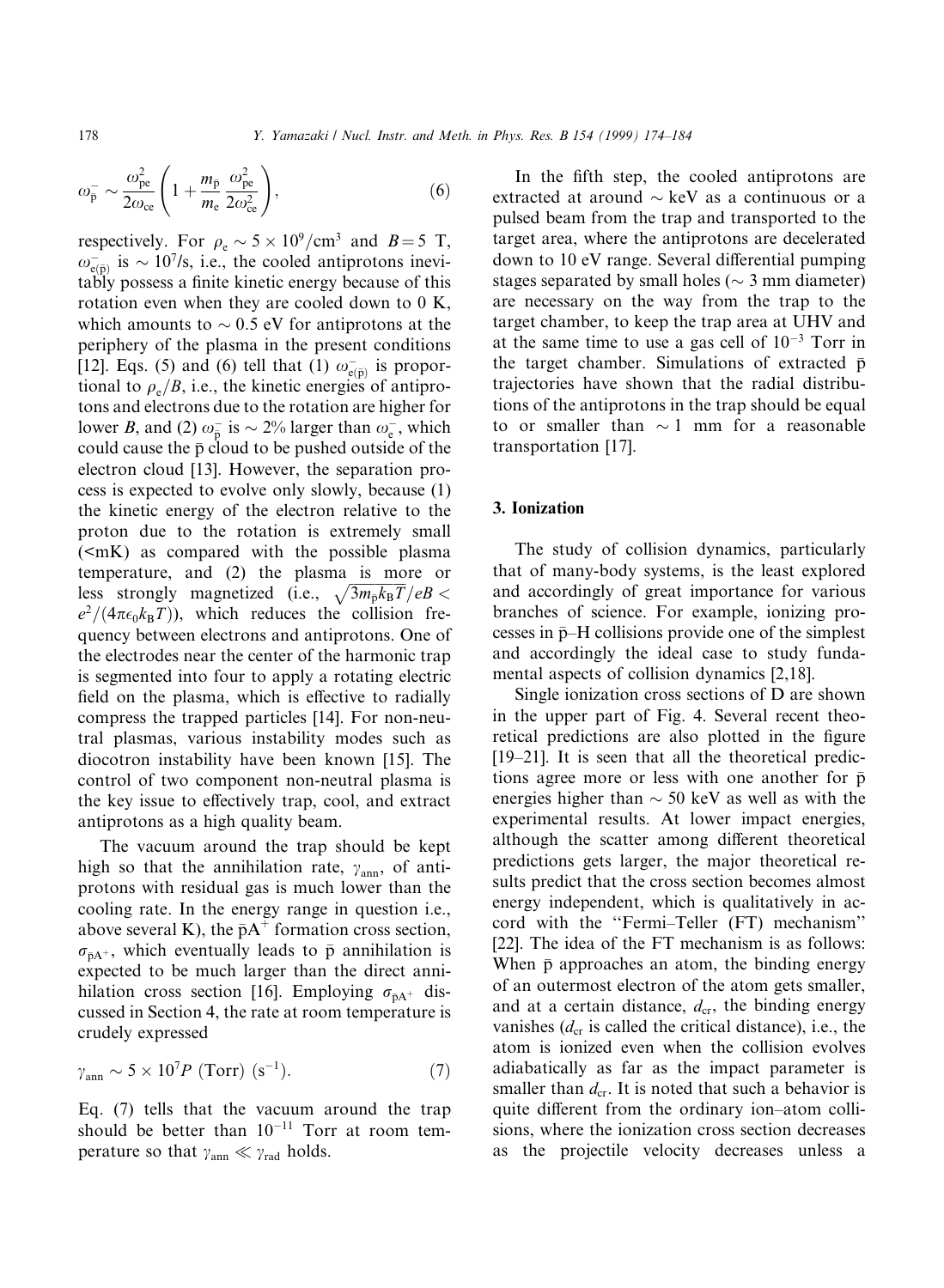$$\omega_{\bar{p}}^{-} \sim \frac{\omega_{pe}^{2}}{2\omega_{ce}} \left( 1 + \frac{m_{\bar{p}}}{m_{e}} \frac{\omega_{pe}^{2}}{2\omega_{ce}^{2}} \right), \tag{6}$$

respectively. For $\rho_e \sim 5 \times 10^9/\mathrm{cm}^3$ and $B = 5$ T, $\omega_{e(\bar{p})}^{-}$ is $\sim 10^7$/s, i.e., the cooled antiprotons inevitably possess a finite kinetic energy because of this rotation even when they are cooled down to 0 K, which amounts to $\sim 0.5$ eV for antiprotons at the periphery of the plasma in the present conditions [12]. Eqs. (5) and (6) tell that (1) $\omega_{e(\bar{p})}^{-}$ is proportional to $\rho_e/B$, i.e., the kinetic energies of antiprotons and electrons due to the rotation are higher for lower $B$, and (2) $\omega_{\bar{p}}^{-}$ is $\sim 2\%$ larger than $\omega_{e}^{-}$, which could cause the $\bar{p}$ cloud to be pushed outside of the electron cloud [13]. However, the separation process is expected to evolve only slowly, because (1) the kinetic energy of the electron relative to the proton due to the rotation is extremely small (<mK) as compared with the possible plasma temperature, and (2) the plasma is more or less strongly magnetized (i.e., $\sqrt{3m_{\bar{p}}k_B T}/eB < e^2/(4\pi\epsilon_0 k_B T)$), which reduces the collision frequency between electrons and antiprotons. One of the electrodes near the center of the harmonic trap is segmented into four to apply a rotating electric field on the plasma, which is effective to radially compress the trapped particles [14]. For non-neutral plasmas, various instability modes such as diocotron instability have been known [15]. The control of two component non-neutral plasma is the key issue to effectively trap, cool, and extract antiprotons as a high quality beam.

The vacuum around the trap should be kept high so that the annihilation rate, $\gamma_{ann}$, of antiprotons with residual gas is much lower than the cooling rate. In the energy range in question i.e., above several K), the $\bar{p}A^{+}$ formation cross section, $\sigma_{\bar{p}A^{+}}$, which eventually leads to $\bar{p}$ annihilation is expected to be much larger than the direct annihilation cross section [16]. Employing $\sigma_{\bar{p}A^{+}}$ discussed in Section 4, the rate at room temperature is crudely expressed

$$\gamma_{ann} \sim 5 \times 10^7 P \text{ (Torr) } (\mathrm{s}^{-1}). \tag{7}$$

Eq. (7) tells that the vacuum around the trap should be better than $10^{-11}$ Torr at room temperature so that $\gamma_{ann} \ll \gamma_{rad}$ holds.

In the fifth step, the cooled antiprotons are extracted at around $\sim$ keV as a continuous or a pulsed beam from the trap and transported to the target area, where the antiprotons are decelerated down to 10 eV range. Several differential pumping stages separated by small holes ($\sim$ 3 mm diameter) are necessary on the way from the trap to the target chamber, to keep the trap area at UHV and at the same time to use a gas cell of $10^{-3}$ Torr in the target chamber. Simulations of extracted $\bar{p}$ trajectories have shown that the radial distributions of the antiprotons in the trap should be equal to or smaller than $\sim 1$ mm for a reasonable transportation [17].

## 3. Ionization

The study of collision dynamics, particularly that of many-body systems, is the least explored and accordingly of great importance for various branches of science. For example, ionizing processes in $\bar{p}$–H collisions provide one of the simplest and accordingly the ideal case to study fundamental aspects of collision dynamics [2,18].

Single ionization cross sections of D are shown in the upper part of Fig. 4. Several recent theoretical predictions are also plotted in the figure [19–21]. It is seen that all the theoretical predictions agree more or less with one another for $\bar{p}$ energies higher than $\sim$ 50 keV as well as with the experimental results. At lower impact energies, although the scatter among different theoretical predictions gets larger, the major theoretical results predict that the cross section becomes almost energy independent, which is qualitatively in accord with the ''Fermi–Teller (FT) mechanism'' [22]. The idea of the FT mechanism is as follows: When $\bar{p}$ approaches an atom, the binding energy of an outermost electron of the atom gets smaller, and at a certain distance, $d_{cr}$, the binding energy vanishes ($d_{cr}$ is called the critical distance), i.e., the atom is ionized even when the collision evolves adiabatically as far as the impact parameter is smaller than $d_{cr}$. It is noted that such a behavior is quite different from the ordinary ion–atom collisions, where the ionization cross section decreases as the projectile velocity decreases unless a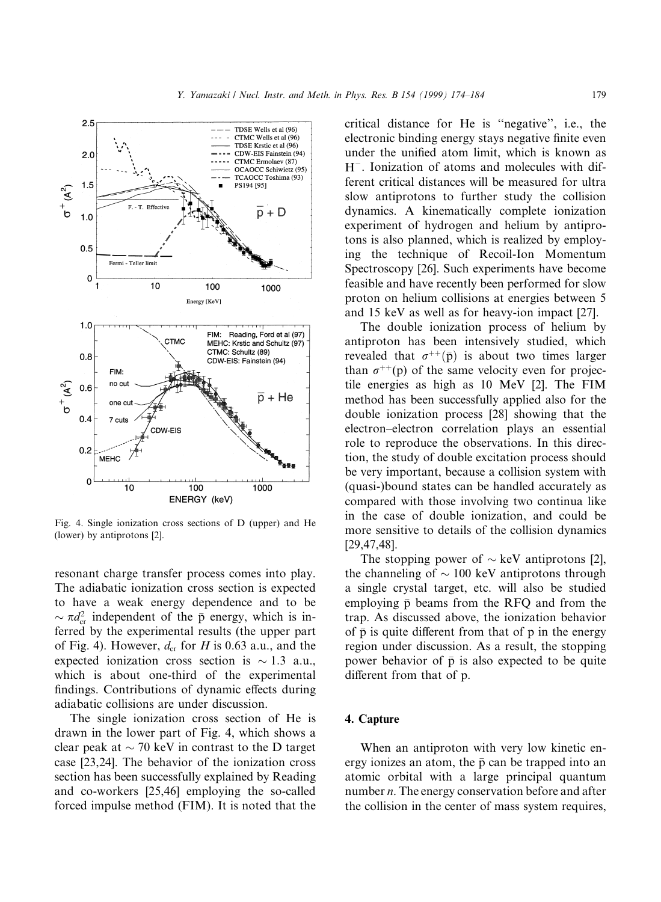Fig. 4. Single ionization cross sections of D (upper) and He (lower) by antiprotons [2].

resonant charge transfer process comes into play. The adiabatic ionization cross section is expected to have a weak energy dependence and to be $\sim \pi d_{cr}^2$ independent of the $\bar{p}$ energy, which is inferred by the experimental results (the upper part of Fig. 4). However, $d_{cr}$ for $H$ is 0.63 a.u., and the expected ionization cross section is $\sim 1.3$ a.u., which is about one-third of the experimental findings. Contributions of dynamic effects during adiabatic collisions are under discussion.

The single ionization cross section of He is drawn in the lower part of Fig. 4, which shows a clear peak at $\sim 70$ keV in contrast to the D target case [23,24]. The behavior of the ionization cross section has been successfully explained by Reading and co-workers [25,46] employing the so-called forced impulse method (FIM). It is noted that the critical distance for He is "negative", i.e., the electronic binding energy stays negative finite even under the unified atom limit, which is known as $H^-$. Ionization of atoms and molecules with different critical distances will be measured for ultra slow antiprotons to further study the collision dynamics. A kinematically complete ionization experiment of hydrogen and helium by antiprotons is also planned, which is realized by employing the technique of Recoil-Ion Momentum Spectroscopy [26]. Such experiments have become feasible and have recently been performed for slow proton on helium collisions at energies between 5 and 15 keV as well as for heavy-ion impact [27].

The double ionization process of helium by antiproton has been intensively studied, which revealed that $\sigma^{++}(\bar{p})$ is about two times larger than $\sigma^{++}(p)$ of the same velocity even for projectile energies as high as 10 MeV [2]. The FIM method has been successfully applied also for the double ionization process [28] showing that the electron–electron correlation plays an essential role to reproduce the observations. In this direction, the study of double excitation process should be very important, because a collision system with (quasi-)bound states can be handled accurately as compared with those involving two continua like in the case of double ionization, and could be more sensitive to details of the collision dynamics [29,47,48].

The stopping power of $\sim$ keV antiprotons [2], the channeling of $\sim$ 100 keV antiprotons through a single crystal target, etc. will also be studied employing $\bar{p}$ beams from the RFQ and from the trap. As discussed above, the ionization behavior of $\bar{p}$ is quite different from that of p in the energy region under discussion. As a result, the stopping power behavior of $\bar{p}$ is also expected to be quite different from that of p.

## 4. Capture

When an antiproton with very low kinetic energy ionizes an atom, the $\bar{p}$ can be trapped into an atomic orbital with a large principal quantum number $n$. The energy conservation before and after the collision in the center of mass system requires,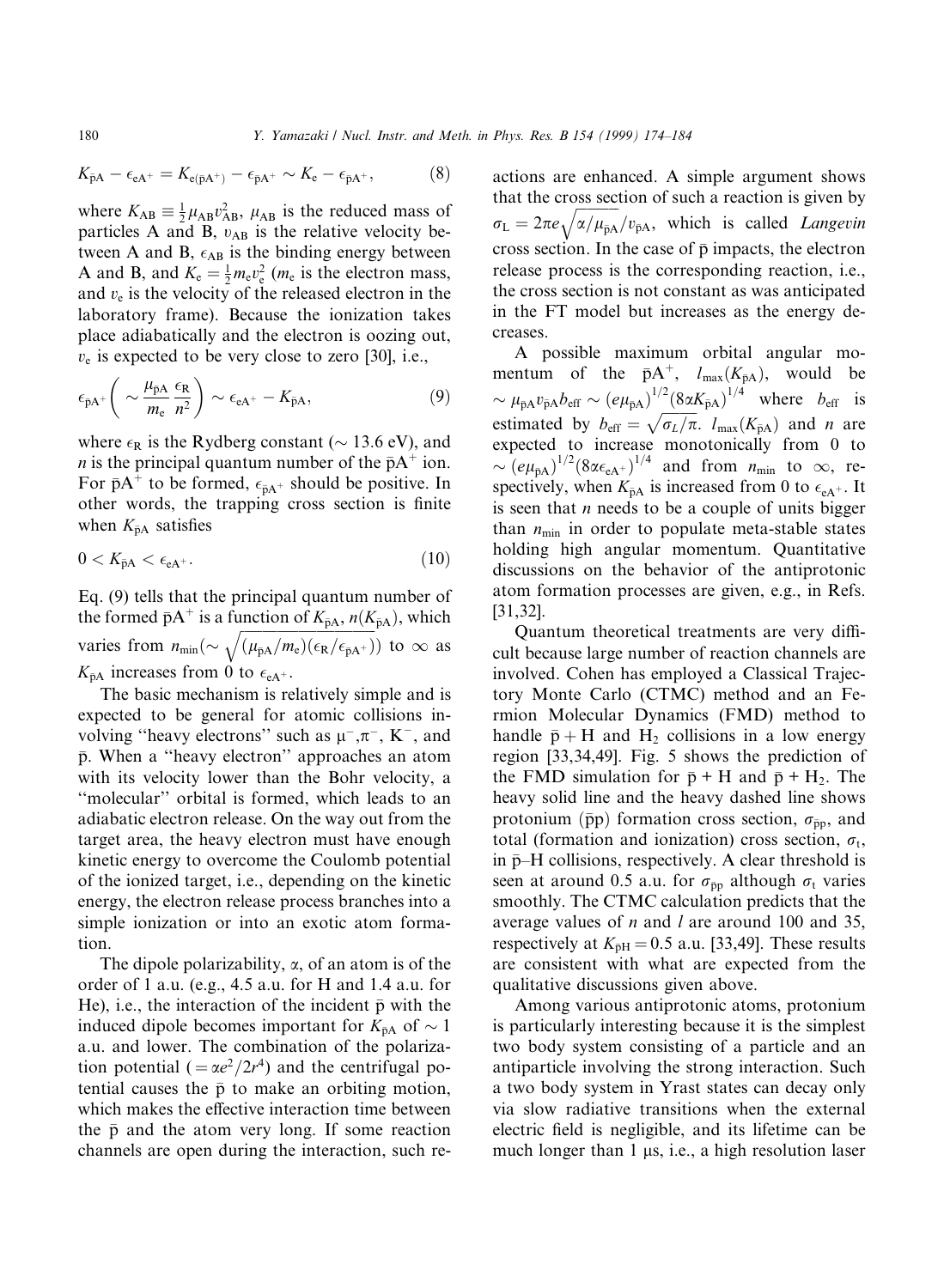$$K_{\bar{p}A} - \epsilon_{eA^+} = K_{e(\bar{p}A^+)} - \epsilon_{\bar{p}A^+} \sim K_e - \epsilon_{\bar{p}A^+}, \tag{8}$$

where $K_{AB} \equiv \frac{1}{2}\mu_{AB}v_{AB}^2$, $\mu_{AB}$ is the reduced mass of particles A and B, $v_{AB}$ is the relative velocity between A and B, $\epsilon_{AB}$ is the binding energy between A and B, and $K_e = \frac{1}{2}m_e v_e^2$ ($m_e$ is the electron mass, and $v_e$ is the velocity of the released electron in the laboratory frame). Because the ionization takes place adiabatically and the electron is oozing out, $v_e$ is expected to be very close to zero [30], i.e.,

$$\epsilon_{\bar{p}A^+}\left( \sim \frac{\mu_{\bar{p}A}}{m_e}\frac{\epsilon_R}{n^2} \right) \sim \epsilon_{eA^+} - K_{\bar{p}A}, \tag{9}$$

where $\epsilon_R$ is the Rydberg constant ($\sim$ 13.6 eV), and $n$ is the principal quantum number of the $\bar{p}A^+$ ion. For $\bar{p}A^+$ to be formed, $\epsilon_{\bar{p}A^+}$ should be positive. In other words, the trapping cross section is finite when $K_{\bar{p}A}$ satisfies

$$0 < K_{\bar{p}A} < \epsilon_{eA^+}. \tag{10}$$

Eq. (9) tells that the principal quantum number of the formed $\bar{p}A^+$ is a function of $K_{\bar{p}A}$, $n(K_{\bar{p}A})$, which varies from $n_{min}(\sim \sqrt{(\mu_{\bar{p}A}/m_e)(\epsilon_R/\epsilon_{\bar{p}A^+})})$ to $\infty$ as $K_{\bar{p}A}$ increases from 0 to $\epsilon_{eA^+}$.

The basic mechanism is relatively simple and is expected to be general for atomic collisions involving "heavy electrons" such as $\mu^-$, $\pi^-$, $K^-$, and $\bar{p}$. When a "heavy electron" approaches an atom with its velocity lower than the Bohr velocity, a "molecular" orbital is formed, which leads to an adiabatic electron release. On the way out from the target area, the heavy electron must have enough kinetic energy to overcome the Coulomb potential of the ionized target, i.e., depending on the kinetic energy, the electron release process branches into a simple ionization or into an exotic atom formation.

The dipole polarizability, $\alpha$, of an atom is of the order of 1 a.u. (e.g., 4.5 a.u. for H and 1.4 a.u. for He), i.e., the interaction of the incident $\bar{p}$ with the induced dipole becomes important for $K_{\bar{p}A}$ of $\sim$ 1 a.u. and lower. The combination of the polarization potential ($= \alpha e^2/2r^4$) and the centrifugal potential causes the $\bar{p}$ to make an orbiting motion, which makes the effective interaction time between the $\bar{p}$ and the atom very long. If some reaction channels are open during the interaction, such reactions are enhanced. A simple argument shows that the cross section of such a reaction is given by $\sigma_L = 2\pi e\sqrt{\alpha/\mu_{\bar{p}A}}/v_{\bar{p}A}$, which is called *Langevin* cross section. In the case of $\bar{p}$ impacts, the electron release process is the corresponding reaction, i.e., the cross section is not constant as was anticipated in the FT model but increases as the energy decreases.

A possible maximum orbital angular momentum of the $\bar{p}A^+$, $l_{max}(K_{\bar{p}A})$, would be $\sim \mu_{\bar{p}A}v_{\bar{p}A}b_{eff} \sim (e\mu_{\bar{p}A})^{1/2}(8\alpha K_{\bar{p}A})^{1/4}$ where $b_{eff}$ is estimated by $b_{eff} = \sqrt{\sigma_L/\pi}$. $l_{max}(K_{\bar{p}A})$ and $n$ are expected to increase monotonically from 0 to $\sim (e\mu_{\bar{p}A})^{1/2}(8\alpha\epsilon_{eA^+})^{1/4}$ and from $n_{min}$ to $\infty$, respectively, when $K_{\bar{p}A}$ is increased from 0 to $\epsilon_{eA^+}$. It is seen that $n$ needs to be a couple of units bigger than $n_{min}$ in order to populate meta-stable states holding high angular momentum. Quantitative discussions on the behavior of the antiprotonic atom formation processes are given, e.g., in Refs. [31,32].

Quantum theoretical treatments are very difficult because large number of reaction channels are involved. Cohen has employed a Classical Trajectory Monte Carlo (CTMC) method and an Fermion Molecular Dynamics (FMD) method to handle $\bar{p}$ + H and $H_2$ collisions in a low energy region [33,34,49]. Fig. 5 shows the prediction of the FMD simulation for $\bar{p}$ + H and $\bar{p}$ + $H_2$. The heavy solid line and the heavy dashed line shows protonium ($\bar{p}p$) formation cross section, $\sigma_{\bar{p}p}$, and total (formation and ionization) cross section, $\sigma_t$, in $\bar{p}$–H collisions, respectively. A clear threshold is seen at around 0.5 a.u. for $\sigma_{\bar{p}p}$ although $\sigma_t$ varies smoothly. The CTMC calculation predicts that the average values of $n$ and $l$ are around 100 and 35, respectively at $K_{\bar{p}H} = 0.5$ a.u. [33,49]. These results are consistent with what are expected from the qualitative discussions given above.

Among various antiprotonic atoms, protonium is particularly interesting because it is the simplest two body system consisting of a particle and an antiparticle involving the strong interaction. Such a two body system in Yrast states can decay only via slow radiative transitions when the external electric field is negligible, and its lifetime can be much longer than 1 μs, i.e., a high resolution laser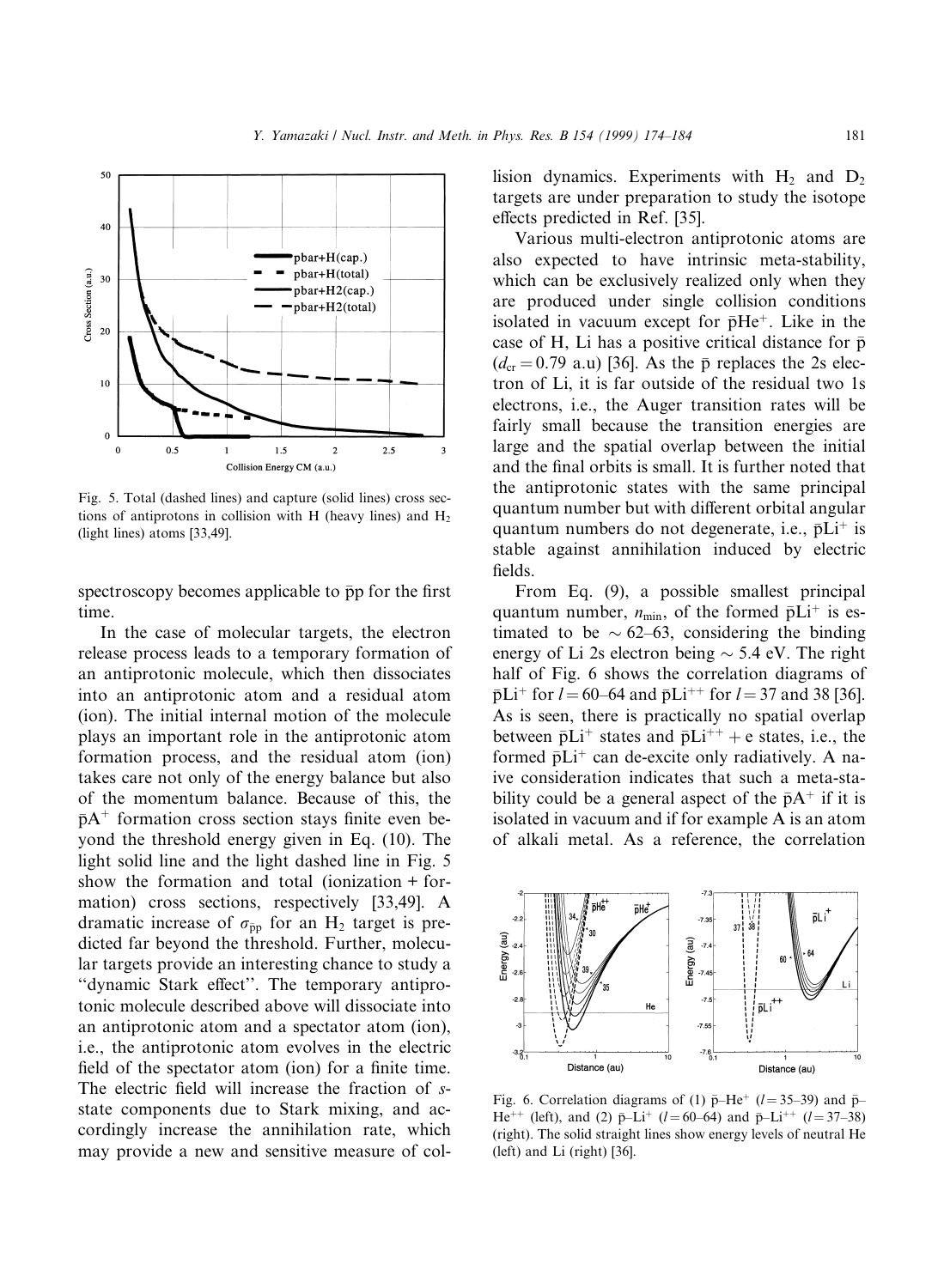Fig. 5. Total (dashed lines) and capture (solid lines) cross sections of antiprotons in collision with H (heavy lines) and $H_2$ (light lines) atoms [33,49].

spectroscopy becomes applicable to $\bar{p}p$ for the first time.

In the case of molecular targets, the electron release process leads to a temporary formation of an antiprotonic molecule, which then dissociates into an antiprotonic atom and a residual atom (ion). The initial internal motion of the molecule plays an important role in the antiprotonic atom formation process, and the residual atom (ion) takes care not only of the energy balance but also of the momentum balance. Because of this, the $\bar{p}A^+$ formation cross section stays finite even beyond the threshold energy given in Eq. (10). The light solid line and the light dashed line in Fig. 5 show the formation and total (ionization + formation) cross sections, respectively [33,49]. A dramatic increase of $\sigma_{\bar{p}p}$ for an $H_2$ target is predicted far beyond the threshold. Further, molecular targets provide an interesting chance to study a "dynamic Stark effect". The temporary antiprotonic molecule described above will dissociate into an antiprotonic atom and a spectator atom (ion), i.e., the antiprotonic atom evolves in the electric field of the spectator atom (ion) for a finite time. The electric field will increase the fraction of *s*-state components due to Stark mixing, and accordingly increase the annihilation rate, which may provide a new and sensitive measure of collision dynamics. Experiments with $H_2$ and $D_2$ targets are under preparation to study the isotope effects predicted in Ref. [35].

Various multi-electron antiprotonic atoms are also expected to have intrinsic meta-stability, which can be exclusively realized only when they are produced under single collision conditions isolated in vacuum except for $\bar{p}He^+$. Like in the case of H, Li has a positive critical distance for $\bar{p}$ ($d_{cr} = 0.79$ a.u) [36]. As the $\bar{p}$ replaces the 2s electron of Li, it is far outside of the residual two 1s electrons, i.e., the Auger transition rates will be fairly small because the transition energies are large and the spatial overlap between the initial and the final orbits is small. It is further noted that the antiprotonic states with the same principal quantum number but with different orbital angular quantum numbers do not degenerate, i.e., $\bar{p}Li^+$ is stable against annihilation induced by electric fields.

From Eq. (9), a possible smallest principal quantum number, $n_{min}$, of the formed $\bar{p}Li^+$ is estimated to be $\sim$ 62–63, considering the binding energy of Li 2s electron being $\sim$ 5.4 eV. The right half of Fig. 6 shows the correlation diagrams of $\bar{p}Li^+$ for $l = 60$–64 and $\bar{p}Li^{++}$ for $l = 37$ and 38 [36]. As is seen, there is practically no spatial overlap between $\bar{p}Li^+$ states and $\bar{p}Li^{++} + e$ states, i.e., the formed $\bar{p}Li^+$ can de-excite only radiatively. A naive consideration indicates that such a meta-stability could be a general aspect of the $\bar{p}A^+$ if it is isolated in vacuum and if for example A is an atom of alkali metal. As a reference, the correlation

Fig. 6. Correlation diagrams of (1) $\bar{p}$–$He^+$ ($l = 35$–39) and $\bar{p}$–$He^{++}$ (left), and (2) $\bar{p}$–$Li^+$ ($l = 60$–64) and $\bar{p}$–$Li^{++}$ ($l = 37$–38) (right). The solid straight lines show energy levels of neutral He (left) and Li (right) [36].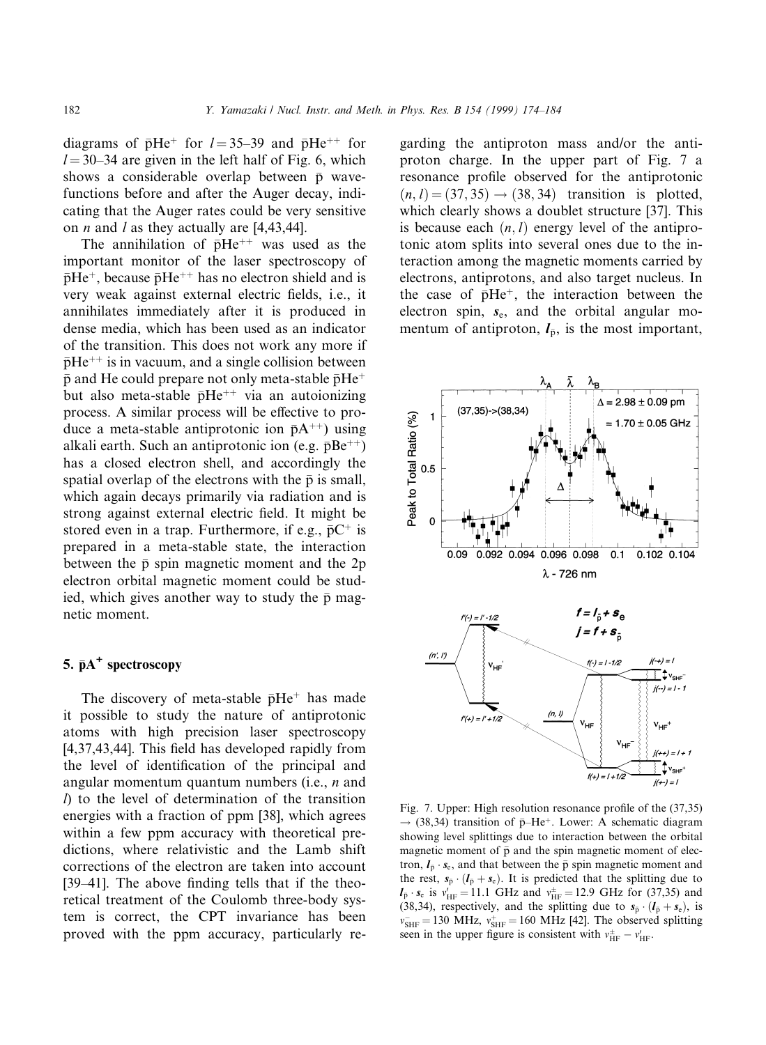diagrams of $\bar{p}He^+$ for $l = 35$–39 and $\bar{p}He^{++}$ for $l = 30$–34 are given in the left half of Fig. 6, which shows a considerable overlap between $\bar{p}$ wavefunctions before and after the Auger decay, indicating that the Auger rates could be very sensitive on $n$ and $l$ as they actually are [4,43,44].

The annihilation of $\bar{p}He^{++}$ was used as the important monitor of the laser spectroscopy of $\bar{p}He^+$, because $\bar{p}He^{++}$ has no electron shield and is very weak against external electric fields, i.e., it annihilates immediately after it is produced in dense media, which has been used as an indicator of the transition. This does not work any more if $\bar{p}He^{++}$ is in vacuum, and a single collision between $\bar{p}$ and He could prepare not only meta-stable $\bar{p}He^+$ but also meta-stable $\bar{p}He^{++}$ via an autoionizing process. A similar process will be effective to produce a meta-stable antiprotonic ion $\bar{p}A^{++}$) using alkali earth. Such an antiprotonic ion (e.g. $\bar{p}Be^{++}$) has a closed electron shell, and accordingly the spatial overlap of the electrons with the $\bar{p}$ is small, which again decays primarily via radiation and is strong against external electric field. It might be stored even in a trap. Furthermore, if e.g., $\bar{p}C^+$ is prepared in a meta-stable state, the interaction between the $\bar{p}$ spin magnetic moment and the 2p electron orbital magnetic moment could be studied, which gives another way to study the $\bar{p}$ magnetic moment.

## 5. $\bar{p}A^+$ spectroscopy

The discovery of meta-stable $\bar{p}He^+$ has made it possible to study the nature of antiprotonic atoms with high precision laser spectroscopy [4,37,43,44]. This field has developed rapidly from the level of identification of the principal and angular momentum quantum numbers (i.e., $n$ and $l$) to the level of determination of the transition energies with a fraction of ppm [38], which agrees within a few ppm accuracy with theoretical predictions, where relativistic and the Lamb shift corrections of the electron are taken into account [39–41]. The above finding tells that if the theoretical treatment of the Coulomb three-body system is correct, the CPT invariance has been proved with the ppm accuracy, particularly regarding the antiproton mass and/or the antiproton charge. In the upper part of Fig. 7 a resonance profile observed for the antiprotonic $(n, l) = (37, 35) \to (38, 34)$ transition is plotted, which clearly shows a doublet structure [37]. This is because each $(n, l)$ energy level of the antiprotonic atom splits into several ones due to the interaction among the magnetic moments carried by electrons, antiprotons, and also target nucleus. In the case of $\bar{p}He^+$, the interaction between the electron spin, $\boldsymbol{s}_e$, and the orbital angular momentum of antiproton, $\boldsymbol{l}_{\bar{p}}$, is the most important,

Fig. 7. Upper: High resolution resonance profile of the (37,35) $\to$ (38,34) transition of $\bar{p}$–$He^+$. Lower: A schematic diagram showing level splittings due to interaction between the orbital magnetic moment of $\bar{p}$ and the spin magnetic moment of electron, $\boldsymbol{l}_{\bar{p}} \cdot \boldsymbol{s}_e$, and that between the $\bar{p}$ spin magnetic moment and the rest, $\boldsymbol{s}_{\bar{p}} \cdot (\boldsymbol{l}_{\bar{p}} + \boldsymbol{s}_e)$. It is predicted that the splitting due to $\boldsymbol{l}_{\bar{p}} \cdot \boldsymbol{s}_e$ is $\nu'_{HF} = 11.1$ GHz and $\nu^{\pm}_{HF} = 12.9$ GHz for (37,35) and (38,34), respectively, and the splitting due to $\boldsymbol{s}_{\bar{p}} \cdot (\boldsymbol{l}_{\bar{p}} + \boldsymbol{s}_e)$, is $\nu^{-}_{SHF} = 130$ MHz, $\nu^{+}_{SHF} = 160$ MHz [42]. The observed splitting seen in the upper figure is consistent with $\nu^{\pm}_{HF} - \nu'_{HF}$.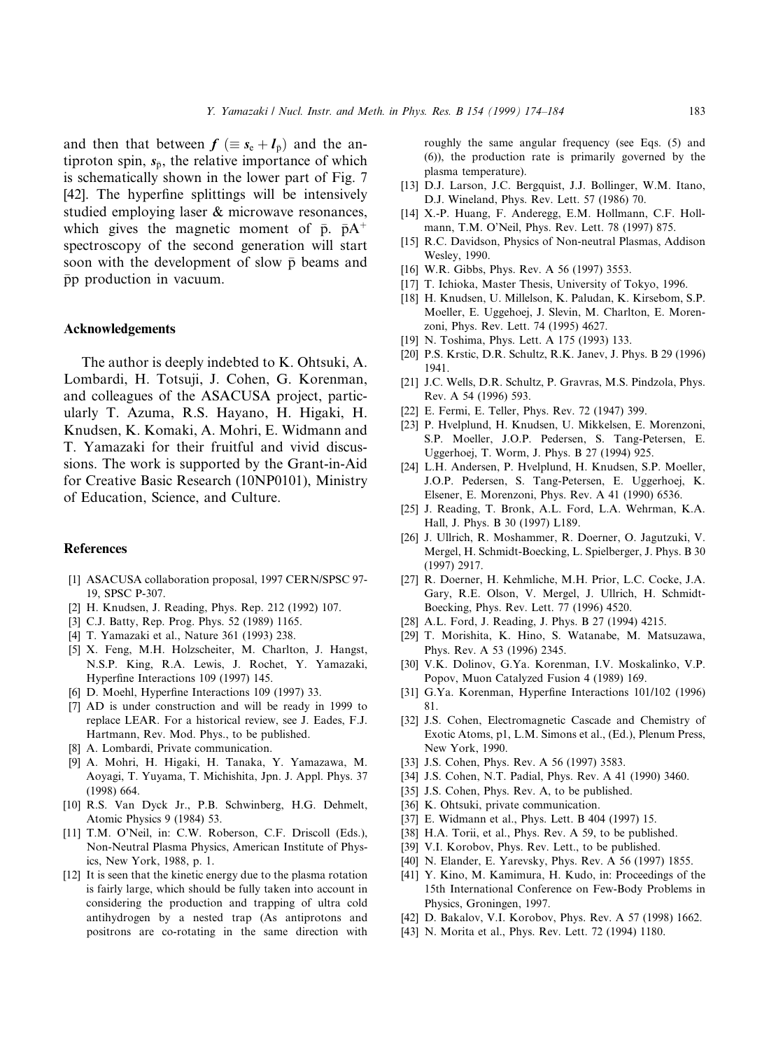and then that between $\boldsymbol{f}$ ($\equiv \boldsymbol{s}_e + \boldsymbol{l}_{\bar{p}}$) and the antiproton spin, $\boldsymbol{s}_{\bar{p}}$, the relative importance of which is schematically shown in the lower part of Fig. 7 [42]. The hyperfine splittings will be intensively studied employing laser & microwave resonances, which gives the magnetic moment of $\bar{p}$. $\bar{p}A^+$ spectroscopy of the second generation will start soon with the development of slow $\bar{p}$ beams and $\bar{p}p$ production in vacuum.

## Acknowledgements

The author is deeply indebted to K. Ohtsuki, A. Lombardi, H. Totsuji, J. Cohen, G. Korenman, and colleagues of the ASACUSA project, particularly T. Azuma, R.S. Hayano, H. Higaki, H. Knudsen, K. Komaki, A. Mohri, E. Widmann and T. Yamazaki for their fruitful and vivid discussions. The work is supported by the Grant-in-Aid for Creative Basic Research (10NP0101), Ministry of Education, Science, and Culture.

## References

[1] ASACUSA collaboration proposal, 1997 CERN/SPSC 97-19, SPSC P-307.

[2] H. Knudsen, J. Reading, Phys. Rep. 212 (1992) 107.

[3] C.J. Batty, Rep. Prog. Phys. 52 (1989) 1165.

[4] T. Yamazaki et al., Nature 361 (1993) 238.

[5] X. Feng, M.H. Holzscheiter, M. Charlton, J. Hangst, N.S.P. King, R.A. Lewis, J. Rochet, Y. Yamazaki, Hyperfine Interactions 109 (1997) 145.

[6] D. Moehl, Hyperfine Interactions 109 (1997) 33.

[7] AD is under construction and will be ready in 1999 to replace LEAR. For a historical review, see J. Eades, F.J. Hartmann, Rev. Mod. Phys., to be published.

[8] A. Lombardi, Private communication.

[9] A. Mohri, H. Higaki, H. Tanaka, Y. Yamazawa, M. Aoyagi, T. Yuyama, T. Michishita, Jpn. J. Appl. Phys. 37 (1998) 664.

[10] R.S. Van Dyck Jr., P.B. Schwinberg, H.G. Dehmelt, Atomic Physics 9 (1984) 53.

[11] T.M. O'Neil, in: C.W. Roberson, C.F. Driscoll (Eds.), Non-Neutral Plasma Physics, American Institute of Physics, New York, 1988, p. 1.

[12] It is seen that the kinetic energy due to the plasma rotation is fairly large, which should be fully taken into account in considering the production and trapping of ultra cold antihydrogen by a nested trap (As antiprotons and positrons are co-rotating in the same direction with roughly the same angular frequency (see Eqs. (5) and (6)), the production rate is primarily governed by the plasma temperature).

[13] D.J. Larson, J.C. Bergquist, J.J. Bollinger, W.M. Itano, D.J. Wineland, Phys. Rev. Lett. 57 (1986) 70.

[14] X.-P. Huang, F. Anderegg, E.M. Hollmann, C.F. Hollmann, T.M. O'Neil, Phys. Rev. Lett. 78 (1997) 875.

[15] R.C. Davidson, Physics of Non-neutral Plasmas, Addison Wesley, 1990.

[16] W.R. Gibbs, Phys. Rev. A 56 (1997) 3553.

[17] T. Ichioka, Master Thesis, University of Tokyo, 1996.

[18] H. Knudsen, U. Millelson, K. Paludan, K. Kirsebom, S.P. Moeller, E. Uggehoej, J. Slevin, M. Charlton, E. Morenzoni, Phys. Rev. Lett. 74 (1995) 4627.

[19] N. Toshima, Phys. Lett. A 175 (1993) 133.

[20] P.S. Krstic, D.R. Schultz, R.K. Janev, J. Phys. B 29 (1996) 1941.

[21] J.C. Wells, D.R. Schultz, P. Gravras, M.S. Pindzola, Phys. Rev. A 54 (1996) 593.

[22] E. Fermi, E. Teller, Phys. Rev. 72 (1947) 399.

[23] P. Hvelplund, H. Knudsen, U. Mikkelsen, E. Morenzoni, S.P. Moeller, J.O.P. Pedersen, S. Tang-Petersen, E. Uggerhoej, T. Worm, J. Phys. B 27 (1994) 925.

[24] L.H. Andersen, P. Hvelplund, H. Knudsen, S.P. Moeller, J.O.P. Pedersen, S. Tang-Petersen, E. Uggerhoej, K. Elsener, E. Morenzoni, Phys. Rev. A 41 (1990) 6536.

[25] J. Reading, T. Bronk, A.L. Ford, L.A. Wehrman, K.A. Hall, J. Phys. B 30 (1997) L189.

[26] J. Ullrich, R. Moshammer, R. Doerner, O. Jagutzuki, V. Mergel, H. Schmidt-Boecking, L. Spielberger, J. Phys. B 30 (1997) 2917.

[27] R. Doerner, H. Kehmliche, M.H. Prior, L.C. Cocke, J.A. Gary, R.E. Olson, V. Mergel, J. Ullrich, H. Schmidt-Boecking, Phys. Rev. Lett. 77 (1996) 4520.

[28] A.L. Ford, J. Reading, J. Phys. B 27 (1994) 4215.

[29] T. Morishita, K. Hino, S. Watanabe, M. Matsuzawa, Phys. Rev. A 53 (1996) 2345.

[30] V.K. Dolinov, G.Ya. Korenman, I.V. Moskalinko, V.P. Popov, Muon Catalyzed Fusion 4 (1989) 169.

[31] G.Ya. Korenman, Hyperfine Interactions 101/102 (1996) 81.

[32] J.S. Cohen, Electromagnetic Cascade and Chemistry of Exotic Atoms, p1, L.M. Simons et al., (Ed.), Plenum Press, New York, 1990.

[33] J.S. Cohen, Phys. Rev. A 56 (1997) 3583.

[34] J.S. Cohen, N.T. Padial, Phys. Rev. A 41 (1990) 3460.

[35] J.S. Cohen, Phys. Rev. A, to be published.

[36] K. Ohtsuki, private communication.

[37] E. Widmann et al., Phys. Lett. B 404 (1997) 15.

[38] H.A. Torii, et al., Phys. Rev. A 59, to be published.

[39] V.I. Korobov, Phys. Rev. Lett., to be published.

[40] N. Elander, E. Yarevsky, Phys. Rev. A 56 (1997) 1855.

[41] Y. Kino, M. Kamimura, H. Kudo, in: Proceedings of the 15th International Conference on Few-Body Problems in Physics, Groningen, 1997.

[42] D. Bakalov, V.I. Korobov, Phys. Rev. A 57 (1998) 1662.

[43] N. Morita et al., Phys. Rev. Lett. 72 (1994) 1180.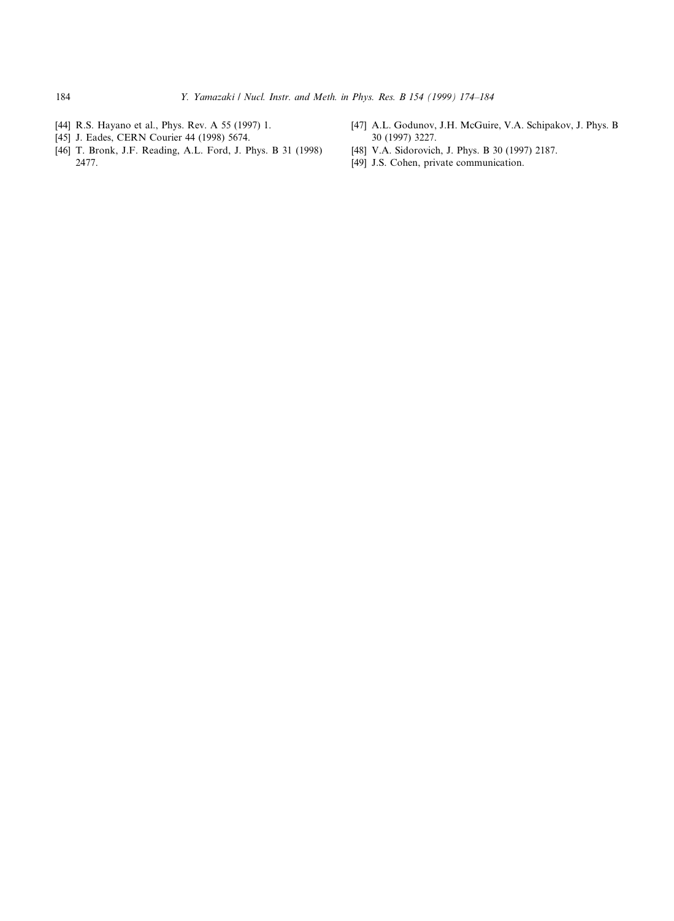[44] R.S. Hayano et al., Phys. Rev. A 55 (1997) 1.

[45] J. Eades, CERN Courier 44 (1998) 5674.

[46] T. Bronk, J.F. Reading, A.L. Ford, J. Phys. B 31 (1998) 2477.

[47] A.L. Godunov, J.H. McGuire, V.A. Schipakov, J. Phys. B 30 (1997) 3227.

[48] V.A. Sidorovich, J. Phys. B 30 (1997) 2187.

[49] J.S. Cohen, private communication.